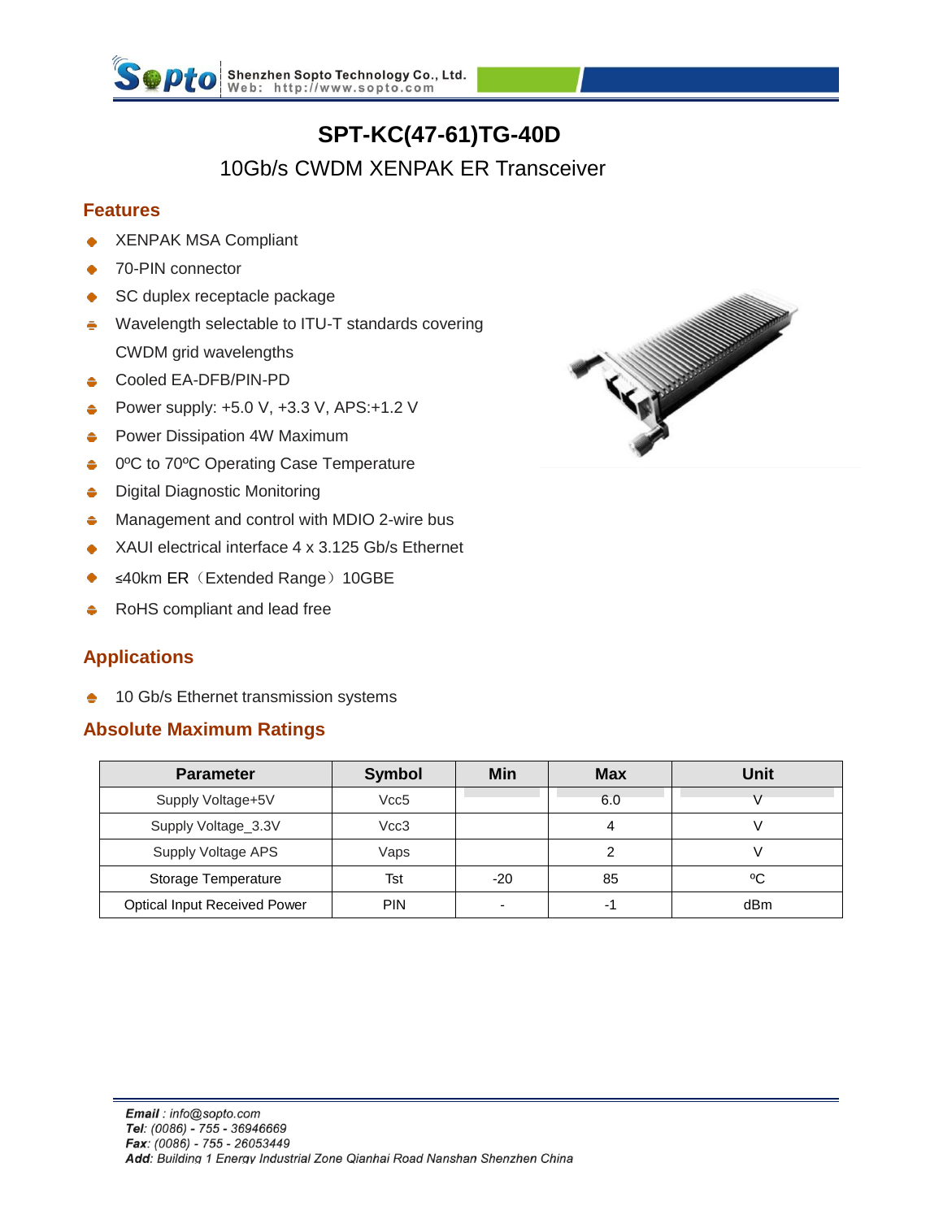# SPT-KC(47-61)TG-40D

## 10Gb/s CWDM XENPAK ER Transceiver

### Features

- XENPAK MSA Compliant
- 70-PIN connector
- SC duplex receptacle package
- Wavelength selectable to ITU-T standards covering CWDM grid wavelengths
- Cooled EA-DFB/PIN-PD
- Power supply: +5.0 V, +3.3 V, APS:+1.2 V
- Power Dissipation 4W Maximum
- 0ºC to 70ºC Operating Case Temperature
- Digital Diagnostic Monitoring
- Management and control with MDIO 2-wire bus
- XAUI electrical interface 4 x 3.125 Gb/s Ethernet
- ≤40km ER（Extended Range）10GBE
- RoHS compliant and lead free

### Applications

- 10 Gb/s Ethernet transmission systems

### Absolute Maximum Ratings

| Parameter | Symbol | Min | Max | Unit |
|---|---|---|---|---|
| Supply Voltage+5V | Vcc5 | | 6.0 | V |
| Supply Voltage_3.3V | Vcc3 | | 4 | V |
| Supply Voltage APS | Vaps | | 2 | V |
| Storage Temperature | Tst | -20 | 85 | ºC |
| Optical Input Received Power | PIN | - | -1 | dBm |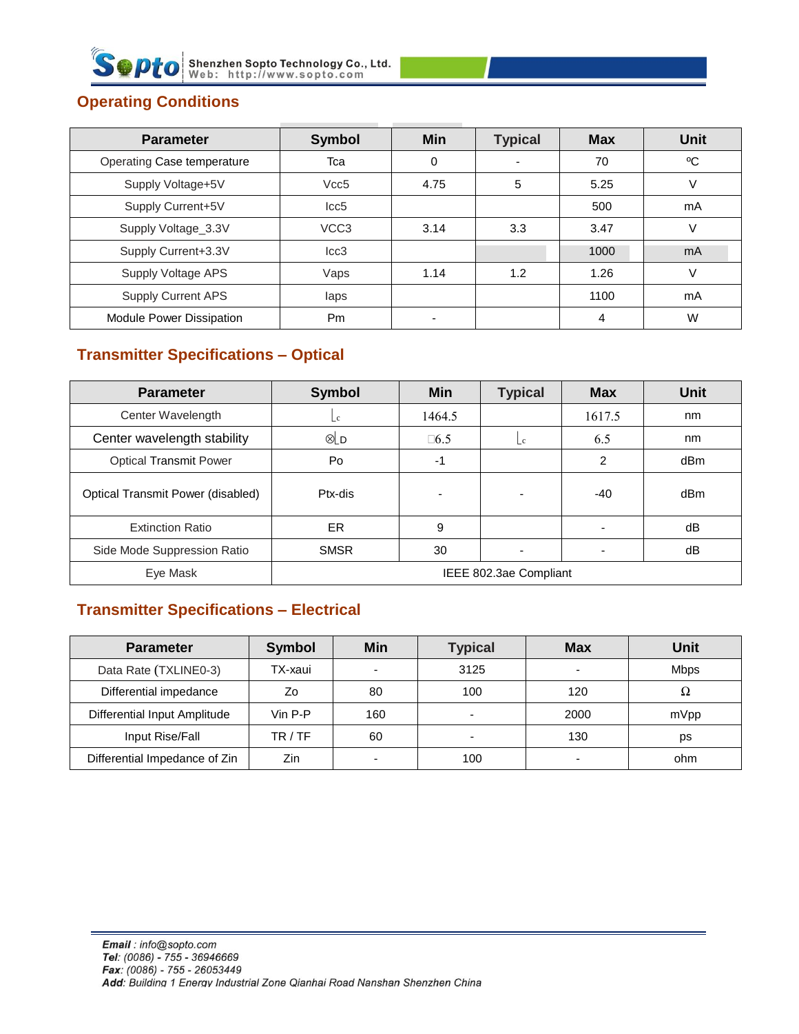## Operating Conditions

| Parameter | Symbol | Min | Typical | Max | Unit |
|---|---|---|---|---|---|
| Operating Case temperature | Tca | 0 | - | 70 | ºC |
| Supply Voltage+5V | Vcc5 | 4.75 | 5 | 5.25 | V |
| Supply Current+5V | Icc5 | | | 500 | mA |
| Supply Voltage_3.3V | VCC3 | 3.14 | 3.3 | 3.47 | V |
| Supply Current+3.3V | Icc3 | | | 1000 | mA |
| Supply Voltage APS | Vaps | 1.14 | 1.2 | 1.26 | V |
| Supply Current APS | Iaps | | | 1100 | mA |
| Module Power Dissipation | Pm | - | | 4 | W |

## Transmitter Specifications – Optical

| Parameter | Symbol | Min | Typical | Max | Unit |
|---|---|---|---|---|---|
| Center Wavelength | ⌊c | 1464.5 | | 1617.5 | nm |
| Center wavelength stability | ⊗⌊D | □6.5 | ⌊c | 6.5 | nm |
| Optical Transmit Power | Po | -1 | | 2 | dBm |
| Optical Transmit Power (disabled) | Ptx-dis | - | - | -40 | dBm |
| Extinction Ratio | ER | 9 | | - | dB |
| Side Mode Suppression Ratio | SMSR | 30 | - | - | dB |
| Eye Mask | IEEE 802.3ae Compliant | | | | |

## Transmitter Specifications – Electrical

| Parameter | Symbol | Min | Typical | Max | Unit |
|---|---|---|---|---|---|
| Data Rate (TXLINE0-3) | TX-xaui | - | 3125 | - | Mbps |
| Differential impedance | Zo | 80 | 100 | 120 | Ω |
| Differential Input Amplitude | Vin P-P | 160 | - | 2000 | mVpp |
| Input Rise/Fall | TR / TF | 60 | - | 130 | ps |
| Differential Impedance of Zin | Zin | - | 100 | - | ohm |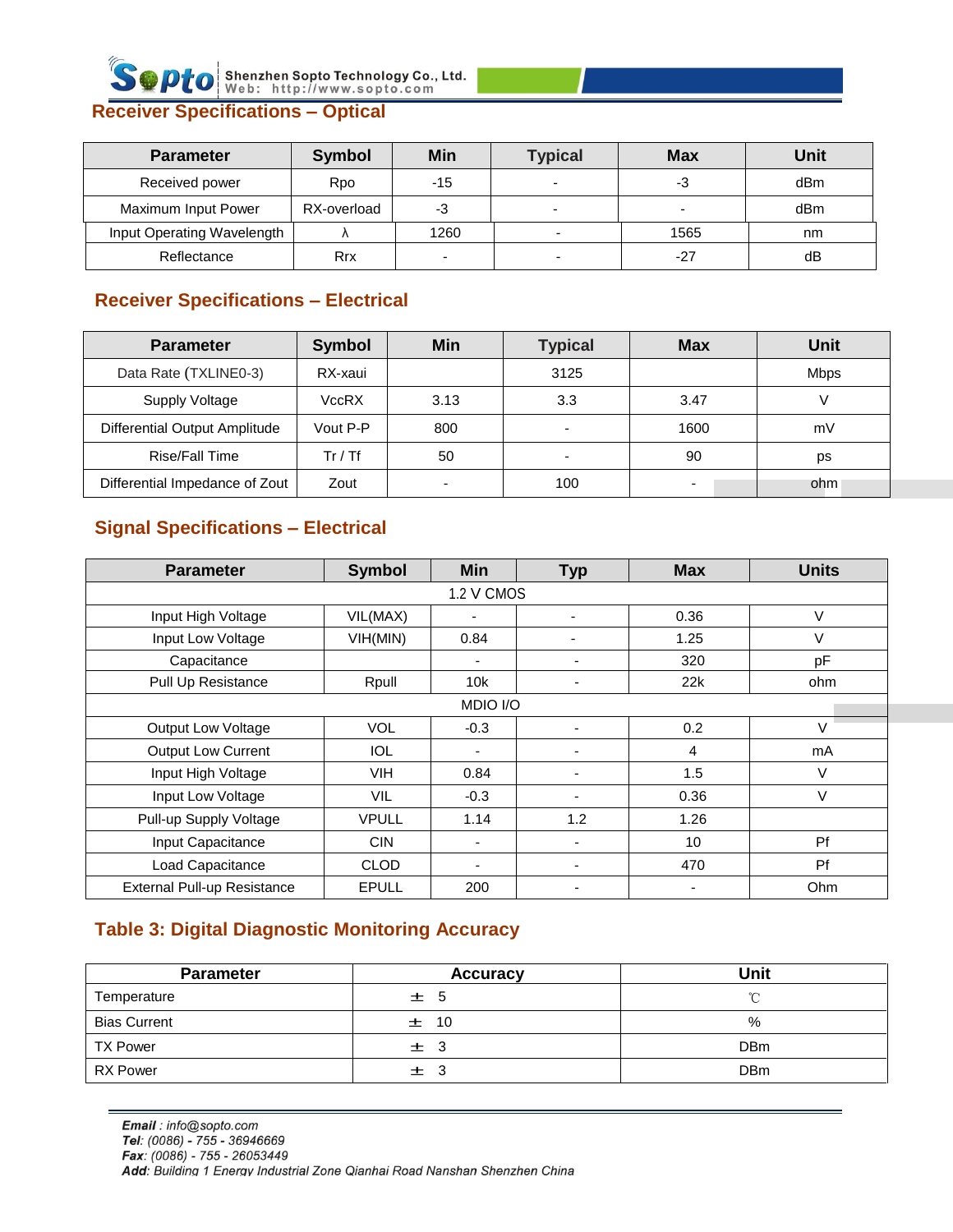## Receiver Specifications – Optical

| Parameter | Symbol | Min | Typical | Max | Unit |
|---|---|---|---|---|---|
| Received power | Rpo | -15 | - | -3 | dBm |
| Maximum Input Power | RX-overload | -3 | - | - | dBm |
| Input Operating Wavelength | λ | 1260 | - | 1565 | nm |
| Reflectance | Rrx | - | - | -27 | dB |

## Receiver Specifications – Electrical

| Parameter | Symbol | Min | Typical | Max | Unit |
|---|---|---|---|---|---|
| Data Rate (TXLINE0-3) | RX-xaui | | 3125 | | Mbps |
| Supply Voltage | VccRX | 3.13 | 3.3 | 3.47 | V |
| Differential Output Amplitude | Vout P-P | 800 | - | 1600 | mV |
| Rise/Fall Time | Tr / Tf | 50 | - | 90 | ps |
| Differential Impedance of Zout | Zout | - | 100 | - | ohm |

## Signal Specifications – Electrical

| Parameter | Symbol | Min | Typ | Max | Units |
|---|---|---|---|---|---|
| 1.2 V CMOS | | | | | |
| Input High Voltage | VIL(MAX) | - | - | 0.36 | V |
| Input Low Voltage | VIH(MIN) | 0.84 | - | 1.25 | V |
| Capacitance | | - | - | 320 | pF |
| Pull Up Resistance | Rpull | 10k | - | 22k | ohm |
| MDIO I/O | | | | | |
| Output Low Voltage | VOL | -0.3 | - | 0.2 | V |
| Output Low Current | IOL | - | - | 4 | mA |
| Input High Voltage | VIH | 0.84 | - | 1.5 | V |
| Input Low Voltage | VIL | -0.3 | - | 0.36 | V |
| Pull-up Supply Voltage | VPULL | 1.14 | 1.2 | 1.26 | |
| Input Capacitance | CIN | - | - | 10 | Pf |
| Load Capacitance | CLOD | - | - | 470 | Pf |
| External Pull-up Resistance | EPULL | 200 | - | - | Ohm |

## Table 3: Digital Diagnostic Monitoring Accuracy

| Parameter | Accuracy | Unit |
|---|---|---|
| Temperature | ± 5 | ℃ |
| Bias Current | ± 10 | % |
| TX Power | ± 3 | DBm |
| RX Power | ± 3 | DBm |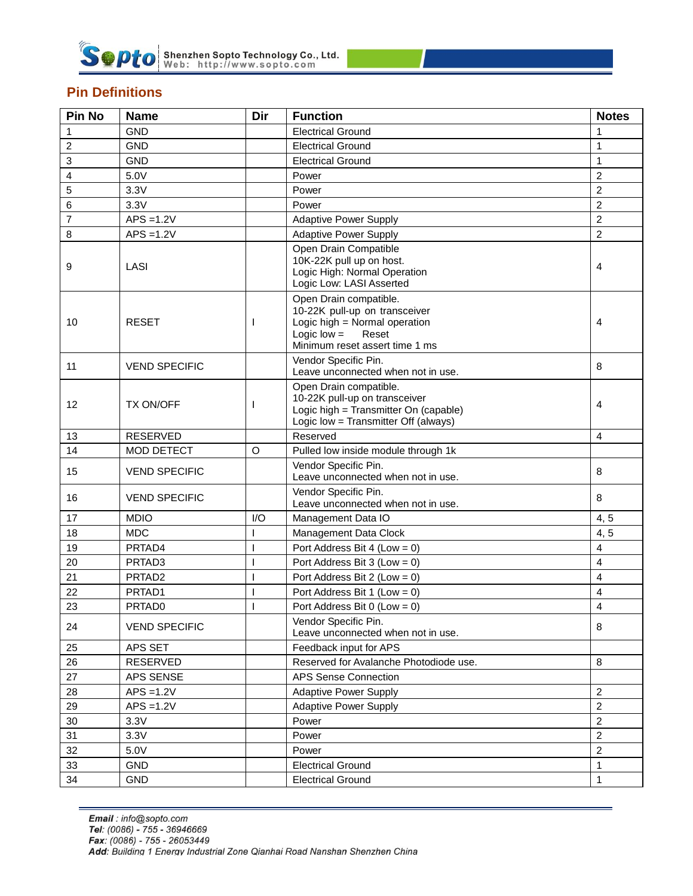## Pin Definitions

| Pin No | Name | Dir | Function | Notes |
|---|---|---|---|---|
| 1 | GND | | Electrical Ground | 1 |
| 2 | GND | | Electrical Ground | 1 |
| 3 | GND | | Electrical Ground | 1 |
| 4 | 5.0V | | Power | 2 |
| 5 | 3.3V | | Power | 2 |
| 6 | 3.3V | | Power | 2 |
| 7 | APS =1.2V | | Adaptive Power Supply | 2 |
| 8 | APS =1.2V | | Adaptive Power Supply | 2 |
| 9 | LASI | | Open Drain Compatible<br>10K-22K pull up on host.<br>Logic High: Normal Operation<br>Logic Low: LASI Asserted | 4 |
| 10 | RESET | I | Open Drain compatible.<br>10-22K pull-up on transceiver<br>Logic high = Normal operation<br>Logic low = Reset<br>Minimum reset assert time 1 ms | 4 |
| 11 | VEND SPECIFIC | | Vendor Specific Pin.<br>Leave unconnected when not in use. | 8 |
| 12 | TX ON/OFF | I | Open Drain compatible.<br>10-22K pull-up on transceiver<br>Logic high = Transmitter On (capable)<br>Logic low = Transmitter Off (always) | 4 |
| 13 | RESERVED | | Reserved | 4 |
| 14 | MOD DETECT | O | Pulled low inside module through 1k | |
| 15 | VEND SPECIFIC | | Vendor Specific Pin.<br>Leave unconnected when not in use. | 8 |
| 16 | VEND SPECIFIC | | Vendor Specific Pin.<br>Leave unconnected when not in use. | 8 |
| 17 | MDIO | I/O | Management Data IO | 4, 5 |
| 18 | MDC | I | Management Data Clock | 4, 5 |
| 19 | PRTAD4 | I | Port Address Bit 4 (Low = 0) | 4 |
| 20 | PRTAD3 | I | Port Address Bit 3 (Low = 0) | 4 |
| 21 | PRTAD2 | I | Port Address Bit 2 (Low = 0) | 4 |
| 22 | PRTAD1 | I | Port Address Bit 1 (Low = 0) | 4 |
| 23 | PRTAD0 | I | Port Address Bit 0 (Low = 0) | 4 |
| 24 | VEND SPECIFIC | | Vendor Specific Pin.<br>Leave unconnected when not in use. | 8 |
| 25 | APS SET | | Feedback input for APS | |
| 26 | RESERVED | | Reserved for Avalanche Photodiode use. | 8 |
| 27 | APS SENSE | | APS Sense Connection | |
| 28 | APS =1.2V | | Adaptive Power Supply | 2 |
| 29 | APS =1.2V | | Adaptive Power Supply | 2 |
| 30 | 3.3V | | Power | 2 |
| 31 | 3.3V | | Power | 2 |
| 32 | 5.0V | | Power | 2 |
| 33 | GND | | Electrical Ground | 1 |
| 34 | GND | | Electrical Ground | 1 |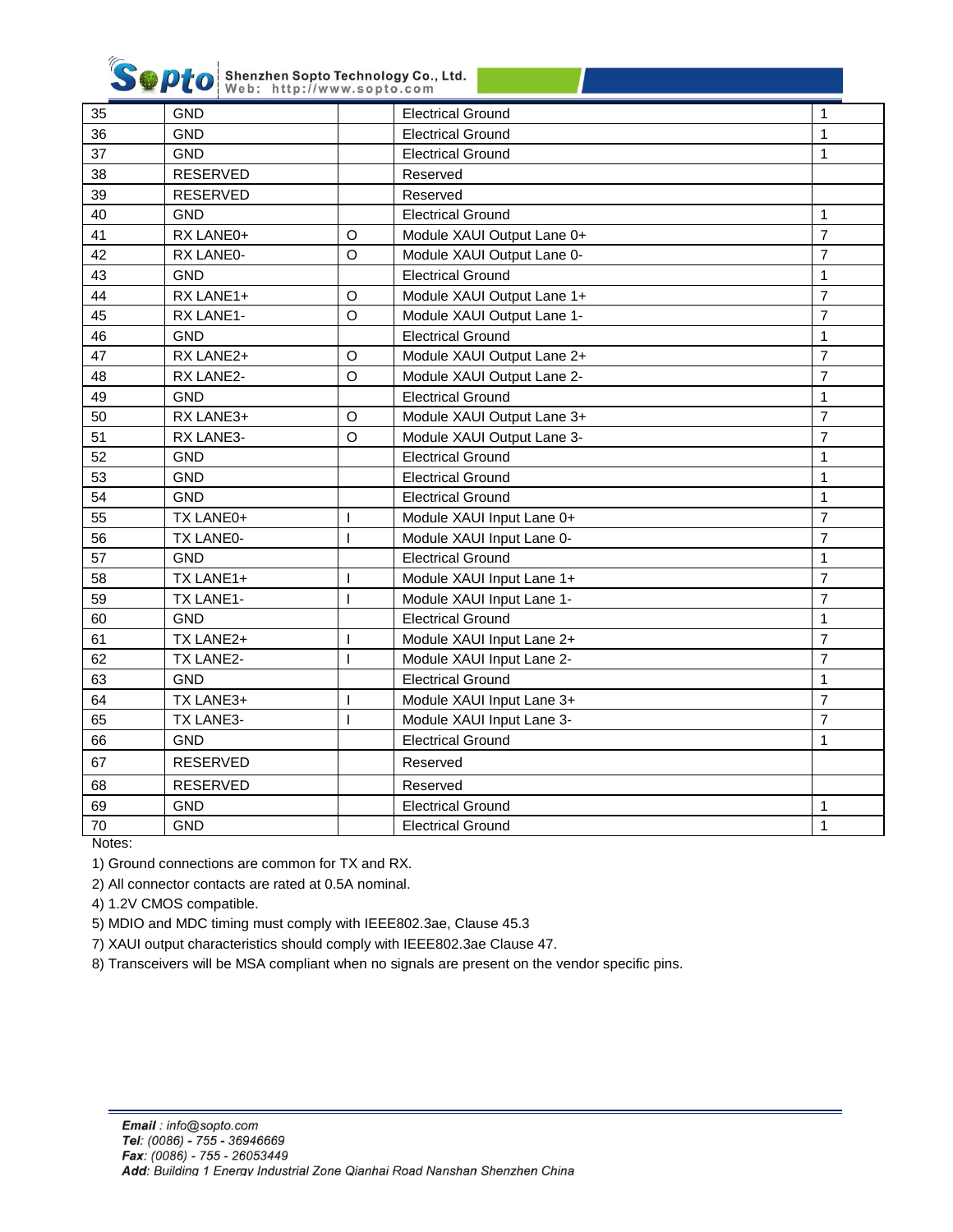| 35 | GND | | Electrical Ground | 1 |
|---|---|---|---|---|
| 36 | GND | | Electrical Ground | 1 |
| 37 | GND | | Electrical Ground | 1 |
| 38 | RESERVED | | Reserved | |
| 39 | RESERVED | | Reserved | |
| 40 | GND | | Electrical Ground | 1 |
| 41 | RX LANE0+ | O | Module XAUI Output Lane 0+ | 7 |
| 42 | RX LANE0- | O | Module XAUI Output Lane 0- | 7 |
| 43 | GND | | Electrical Ground | 1 |
| 44 | RX LANE1+ | O | Module XAUI Output Lane 1+ | 7 |
| 45 | RX LANE1- | O | Module XAUI Output Lane 1- | 7 |
| 46 | GND | | Electrical Ground | 1 |
| 47 | RX LANE2+ | O | Module XAUI Output Lane 2+ | 7 |
| 48 | RX LANE2- | O | Module XAUI Output Lane 2- | 7 |
| 49 | GND | | Electrical Ground | 1 |
| 50 | RX LANE3+ | O | Module XAUI Output Lane 3+ | 7 |
| 51 | RX LANE3- | O | Module XAUI Output Lane 3- | 7 |
| 52 | GND | | Electrical Ground | 1 |
| 53 | GND | | Electrical Ground | 1 |
| 54 | GND | | Electrical Ground | 1 |
| 55 | TX LANE0+ | I | Module XAUI Input Lane 0+ | 7 |
| 56 | TX LANE0- | I | Module XAUI Input Lane 0- | 7 |
| 57 | GND | | Electrical Ground | 1 |
| 58 | TX LANE1+ | I | Module XAUI Input Lane 1+ | 7 |
| 59 | TX LANE1- | I | Module XAUI Input Lane 1- | 7 |
| 60 | GND | | Electrical Ground | 1 |
| 61 | TX LANE2+ | I | Module XAUI Input Lane 2+ | 7 |
| 62 | TX LANE2- | I | Module XAUI Input Lane 2- | 7 |
| 63 | GND | | Electrical Ground | 1 |
| 64 | TX LANE3+ | I | Module XAUI Input Lane 3+ | 7 |
| 65 | TX LANE3- | I | Module XAUI Input Lane 3- | 7 |
| 66 | GND | | Electrical Ground | 1 |
| 67 | RESERVED | | Reserved | |
| 68 | RESERVED | | Reserved | |
| 69 | GND | | Electrical Ground | 1 |
| 70 | GND | | Electrical Ground | 1 |

Notes:

1) Ground connections are common for TX and RX.

2) All connector contacts are rated at 0.5A nominal.

4) 1.2V CMOS compatible.

5) MDIO and MDC timing must comply with IEEE802.3ae, Clause 45.3

7) XAUI output characteristics should comply with IEEE802.3ae Clause 47.

8) Transceivers will be MSA compliant when no signals are present on the vendor specific pins.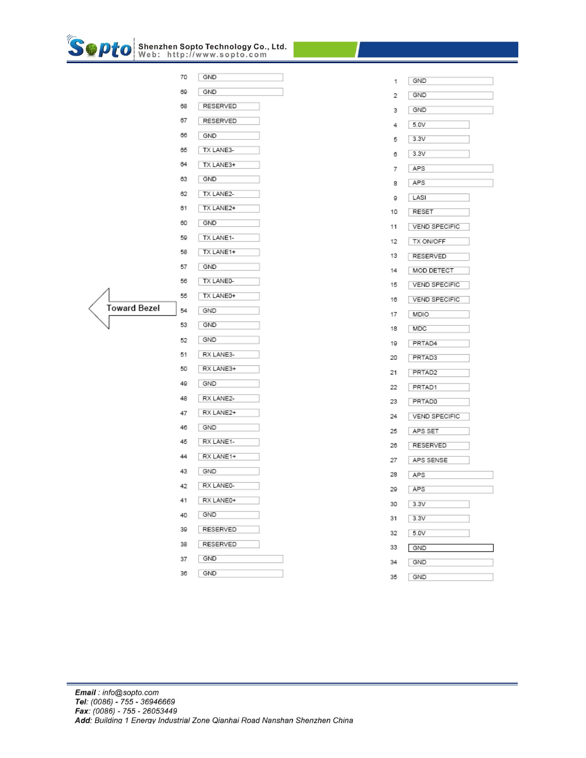| Pin | Signal | Pin | Signal |
|---|---|---|---|
| 70 | GND | 1 | GND |
| 69 | GND | 2 | GND |
| 68 | RESERVED | 3 | GND |
| 67 | RESERVED | 4 | 5.0V |
| 66 | GND | 5 | 3.3V |
| 65 | TX LANE3- | 6 | 3.3V |
| 64 | TX LANE3+ | 7 | APS |
| 63 | GND | 8 | APS |
| 62 | TX LANE2- | 9 | LASI |
| 61 | TX LANE2+ | 10 | RESET |
| 60 | GND | 11 | VEND SPECIFIC |
| 59 | TX LANE1- | 12 | TX ON/OFF |
| 58 | TX LANE1+ | 13 | RESERVED |
| 57 | GND | 14 | MOD DETECT |
| 56 | TX LANE0- | 15 | VEND SPECIFIC |
| 55 | TX LANE0+ | 16 | VEND SPECIFIC |
| 54 | GND | 17 | MDIO |
| 53 | GND | 18 | MDC |
| 52 | GND | 19 | PRTAD4 |
| 51 | RX LANE3- | 20 | PRTAD3 |
| 50 | RX LANE3+ | 21 | PRTAD2 |
| 49 | GND | 22 | PRTAD1 |
| 48 | RX LANE2- | 23 | PRTAD0 |
| 47 | RX LANE2+ | 24 | VEND SPECIFIC |
| 46 | GND | 25 | APS SET |
| 45 | RX LANE1- | 26 | RESERVED |
| 44 | RX LANE1+ | 27 | APS SENSE |
| 43 | GND | 28 | APS |
| 42 | RX LANE0- | 29 | APS |
| 41 | RX LANE0+ | 30 | 3.3V |
| 40 | GND | 31 | 3.3V |
| 39 | RESERVED | 32 | 5.0V |
| 38 | RESERVED | 33 | GND |
| 37 | GND | 34 | GND |
| 36 | GND | 35 | GND |

Toward Bezel

**Email** : info@sopto.com
**Tel**: (0086) - 755 - 36946669
**Fax**: (0086) - 755 - 26053449
**Add**: Building 1 Energy Industrial Zone Qianhai Road Nanshan Shenzhen China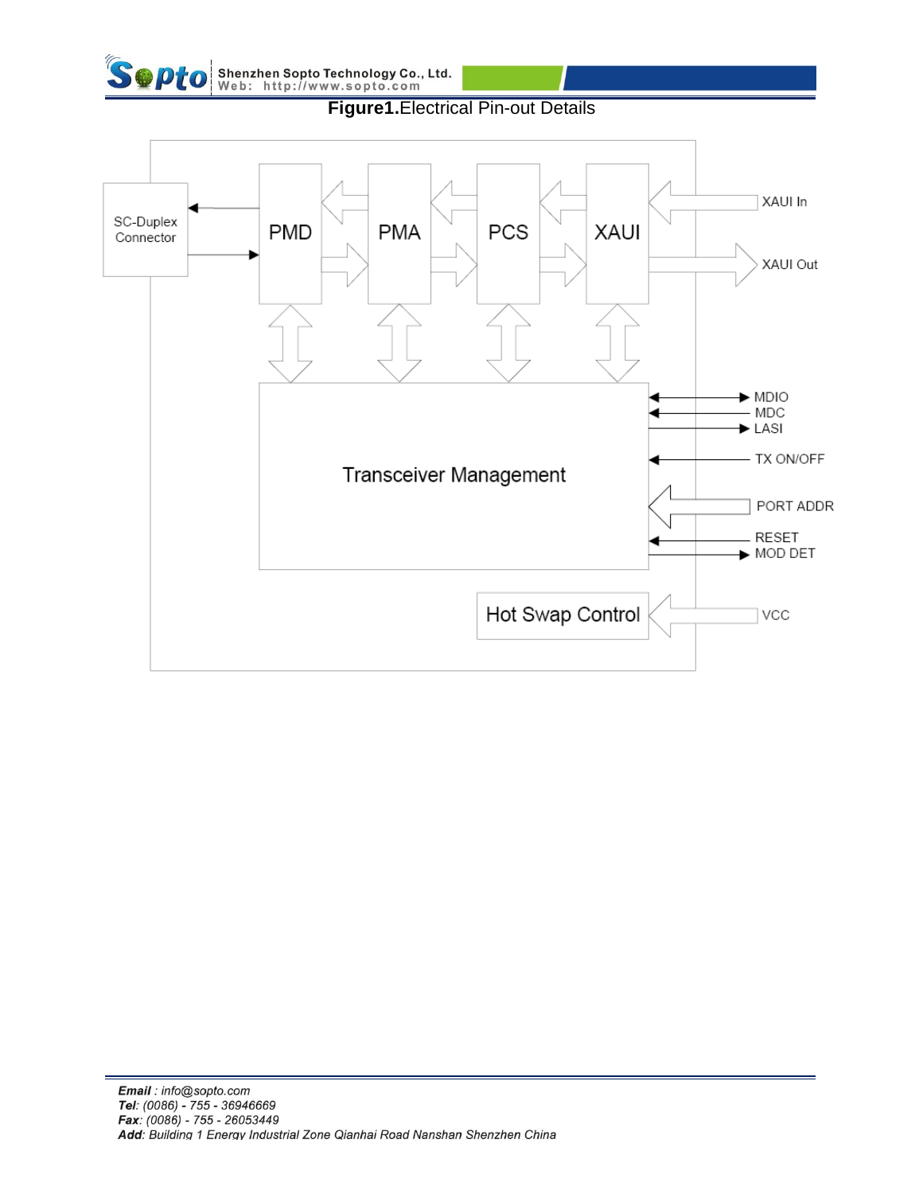**Figure1.**Electrical Pin-out Details

SC-Duplex Connector

PMD

PMA

PCS

XAUI

XAUI In

XAUI Out

Transceiver Management

MDIO

MDC

LASI

TX ON/OFF

PORT ADDR

RESET

MOD DET

Hot Swap Control

VCC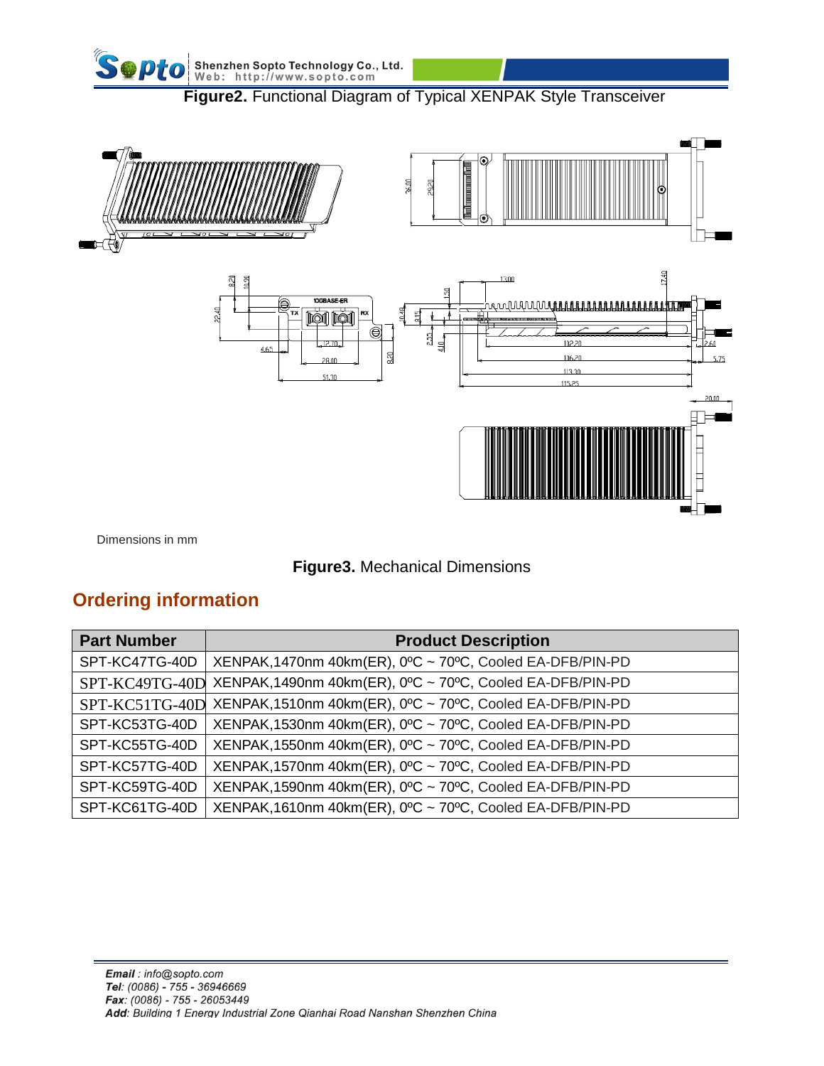**Figure2.** Functional Diagram of Typical XENPAK Style Transceiver

Dimensions in mm

**Figure3.** Mechanical Dimensions

## Ordering information

| Part Number | Product Description |
|---|---|
| SPT-KC47TG-40D | XENPAK,1470nm 40km(ER), 0ºC ~ 70ºC, Cooled EA-DFB/PIN-PD |
| SPT-KC49TG-40D | XENPAK,1490nm 40km(ER), 0ºC ~ 70ºC, Cooled EA-DFB/PIN-PD |
| SPT-KC51TG-40D | XENPAK,1510nm 40km(ER), 0ºC ~ 70ºC, Cooled EA-DFB/PIN-PD |
| SPT-KC53TG-40D | XENPAK,1530nm 40km(ER), 0ºC ~ 70ºC, Cooled EA-DFB/PIN-PD |
| SPT-KC55TG-40D | XENPAK,1550nm 40km(ER), 0ºC ~ 70ºC, Cooled EA-DFB/PIN-PD |
| SPT-KC57TG-40D | XENPAK,1570nm 40km(ER), 0ºC ~ 70ºC, Cooled EA-DFB/PIN-PD |
| SPT-KC59TG-40D | XENPAK,1590nm 40km(ER), 0ºC ~ 70ºC, Cooled EA-DFB/PIN-PD |
| SPT-KC61TG-40D | XENPAK,1610nm 40km(ER), 0ºC ~ 70ºC, Cooled EA-DFB/PIN-PD |